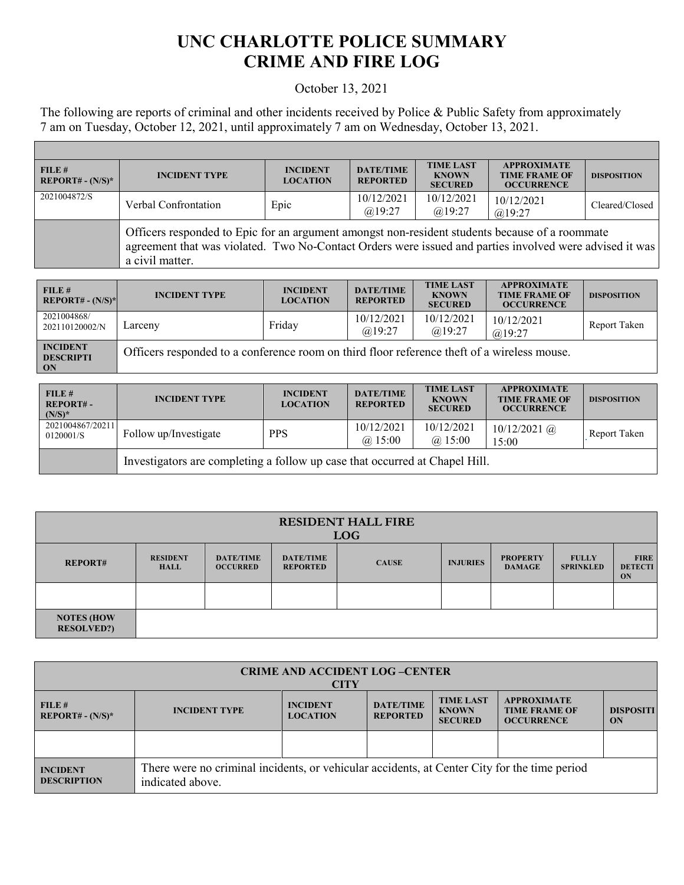# UNC CHARLOTTE POLICE SUMMARY
# CRIME AND FIRE LOG

October 13, 2021

The following are reports of criminal and other incidents received by Police & Public Safety from approximately 7 am on Tuesday, October 12, 2021, until approximately 7 am on Wednesday, October 13, 2021.

| FILE # REPORT# - (N/S)* | INCIDENT TYPE | INCIDENT LOCATION | DATE/TIME REPORTED | TIME LAST KNOWN SECURED | APPROXIMATE TIME FRAME OF OCCURRENCE | DISPOSITION |
|---|---|---|---|---|---|---|
| 2021004872/S | Verbal Confrontation | Epic | 10/12/2021 @19:27 | 10/12/2021 @19:27 | 10/12/2021 @19:27 | Cleared/Closed |
| | Officers responded to Epic for an argument amongst non-resident students because of a roommate agreement that was violated. Two No-Contact Orders were issued and parties involved were advised it was a civil matter. | | | | | |

| FILE # REPORT# - (N/S)* | INCIDENT TYPE | INCIDENT LOCATION | DATE/TIME REPORTED | TIME LAST KNOWN SECURED | APPROXIMATE TIME FRAME OF OCCURRENCE | DISPOSITION |
|---|---|---|---|---|---|---|
| 2021004868/ 202110120002/N | Larceny | Friday | 10/12/2021 @19:27 | 10/12/2021 @19:27 | 10/12/2021 @19:27 | Report Taken |
| INCIDENT DESCRIPTION | Officers responded to a conference room on third floor reference theft of a wireless mouse. | | | | | |

| FILE # REPORT# - (N/S)* | INCIDENT TYPE | INCIDENT LOCATION | DATE/TIME REPORTED | TIME LAST KNOWN SECURED | APPROXIMATE TIME FRAME OF OCCURRENCE | DISPOSITION |
|---|---|---|---|---|---|---|
| 2021004867/202110120001/S | Follow up/Investigate | PPS | 10/12/2021 @ 15:00 | 10/12/2021 @ 15:00 | 10/12/2021 @ 15:00 | Report Taken |
| | Investigators are completing a follow up case that occurred at Chapel Hill. | | | | | |

| RESIDENT HALL FIRE LOG | | | | | | | | |
|---|---|---|---|---|---|---|---|---|
| REPORT# | RESIDENT HALL | DATE/TIME OCCURRED | DATE/TIME REPORTED | CAUSE | INJURIES | PROPERTY DAMAGE | FULLY SPRINKLED | FIRE DETECTION |
| | | | | | | | | |
| NOTES (HOW RESOLVED?) | | | | | | | | |

| CRIME AND ACCIDENT LOG –CENTER CITY | | | | | | |
|---|---|---|---|---|---|---|
| FILE # REPORT# - (N/S)* | INCIDENT TYPE | INCIDENT LOCATION | DATE/TIME REPORTED | TIME LAST KNOWN SECURED | APPROXIMATE TIME FRAME OF OCCURRENCE | DISPOSITION |
| | | | | | | |
| INCIDENT DESCRIPTION | There were no criminal incidents, or vehicular accidents, at Center City for the time period indicated above. | | | | | |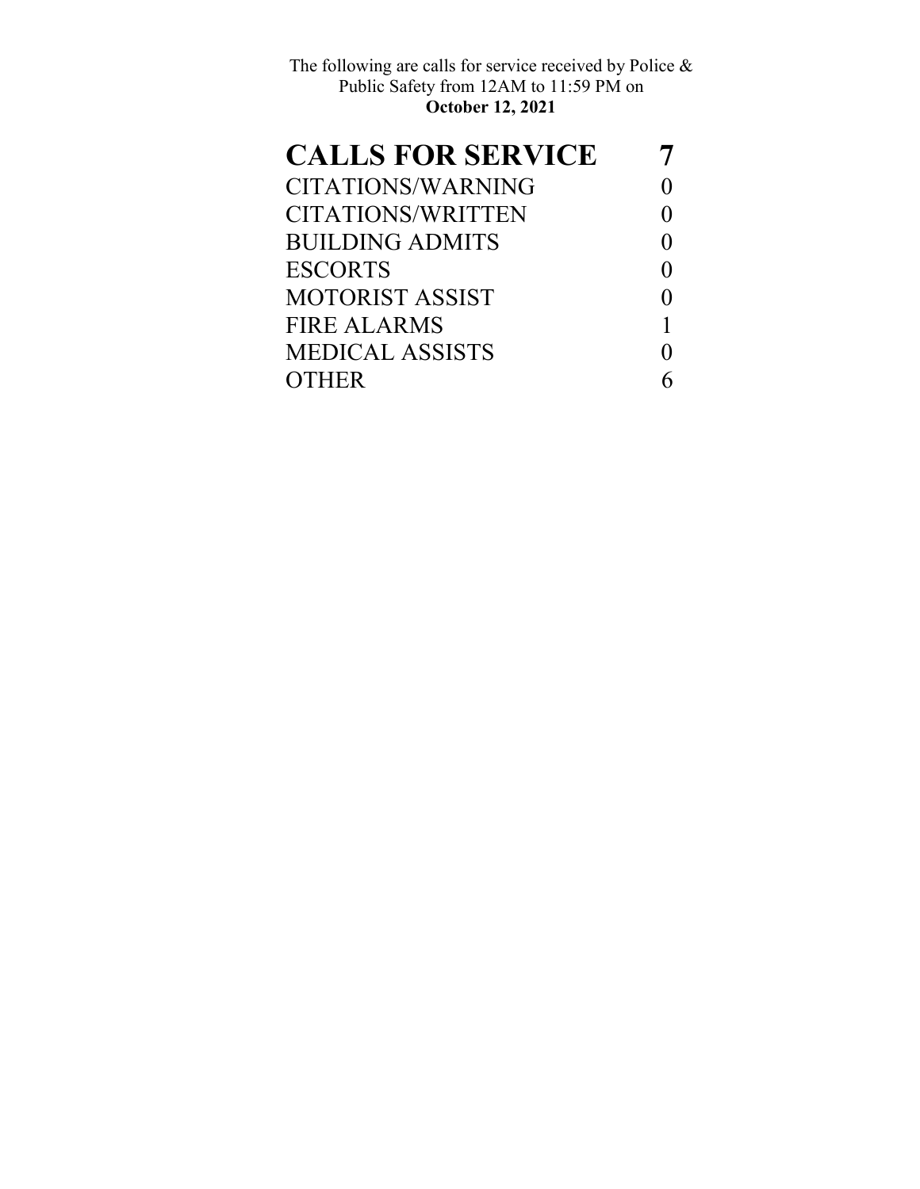The following are calls for service received by Police & Public Safety from 12AM to 11:59 PM on
**October 12, 2021**

| | |
|---|---|
| **CALLS FOR SERVICE** | **7** |
| CITATIONS/WARNING | 0 |
| CITATIONS/WRITTEN | 0 |
| BUILDING ADMITS | 0 |
| ESCORTS | 0 |
| MOTORIST ASSIST | 0 |
| FIRE ALARMS | 1 |
| MEDICAL ASSISTS | 0 |
| OTHER | 6 |